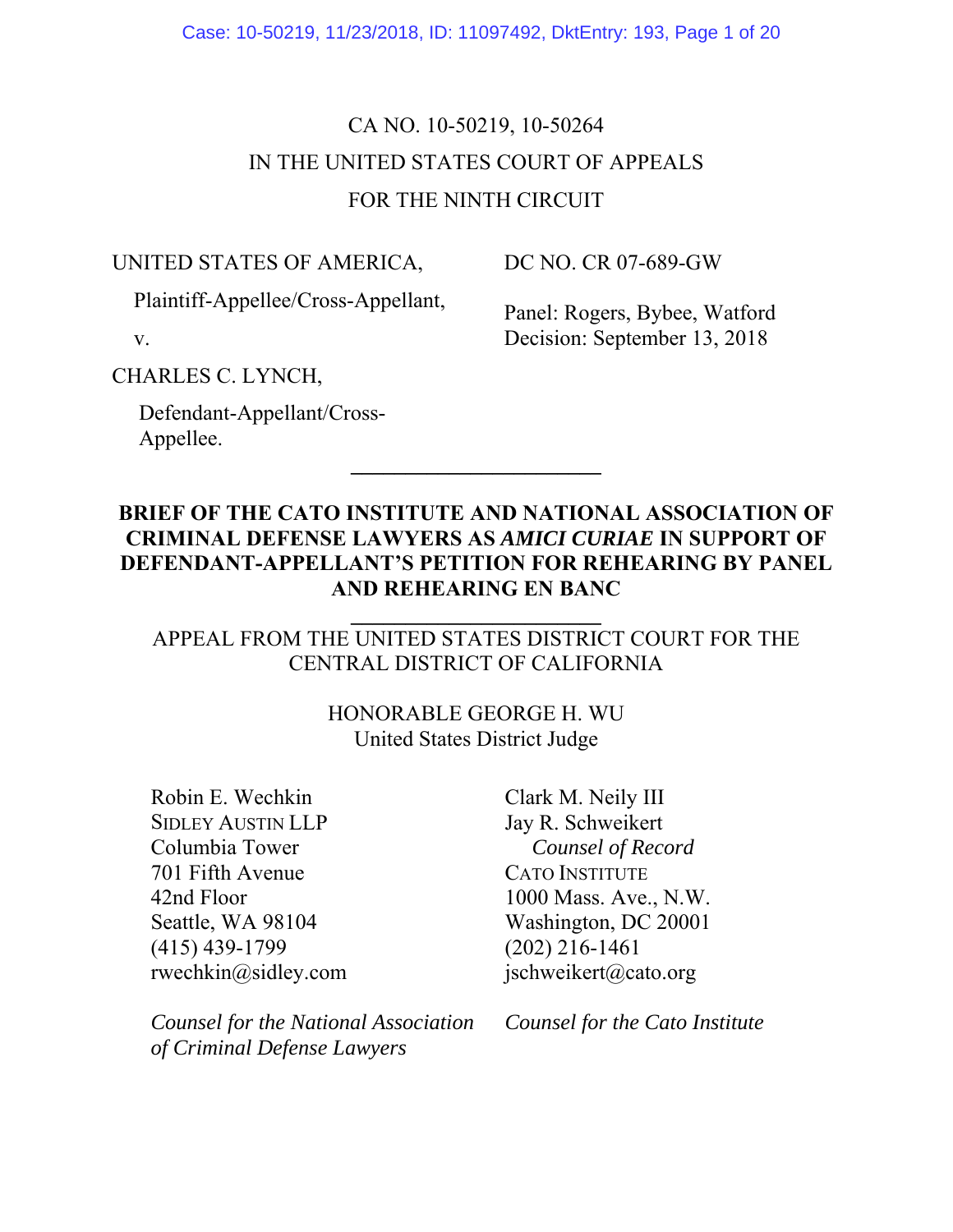CA NO. 10-50219, 10-50264

IN THE UNITED STATES COURT OF APPEALS

FOR THE NINTH CIRCUIT

UNITED STATES OF AMERICA,

Plaintiff-Appellee/Cross-Appellant,

v.

CHARLES C. LYNCH,

Defendant-Appellant/Cross-Appellee.

DC NO. CR 07-689-GW

Panel: Rogers, Bybee, Watford

Decision: September 13, 2018

---

**BRIEF OF THE CATO INSTITUTE AND NATIONAL ASSOCIATION OF CRIMINAL DEFENSE LAWYERS AS *AMICI CURIAE* IN SUPPORT OF DEFENDANT-APPELLANT'S PETITION FOR REHEARING BY PANEL AND REHEARING EN BANC**

---

APPEAL FROM THE UNITED STATES DISTRICT COURT FOR THE CENTRAL DISTRICT OF CALIFORNIA

HONORABLE GEORGE H. WU

United States District Judge

Robin E. Wechkin
SIDLEY AUSTIN LLP
Columbia Tower
701 Fifth Avenue
42nd Floor
Seattle, WA 98104
(415) 439-1799
rwechkin@sidley.com

*Counsel for the National Association of Criminal Defense Lawyers*

Clark M. Neily III
Jay R. Schweikert
*Counsel of Record*
CATO INSTITUTE
1000 Mass. Ave., N.W.
Washington, DC 20001
(202) 216-1461
jschweikert@cato.org

*Counsel for the Cato Institute*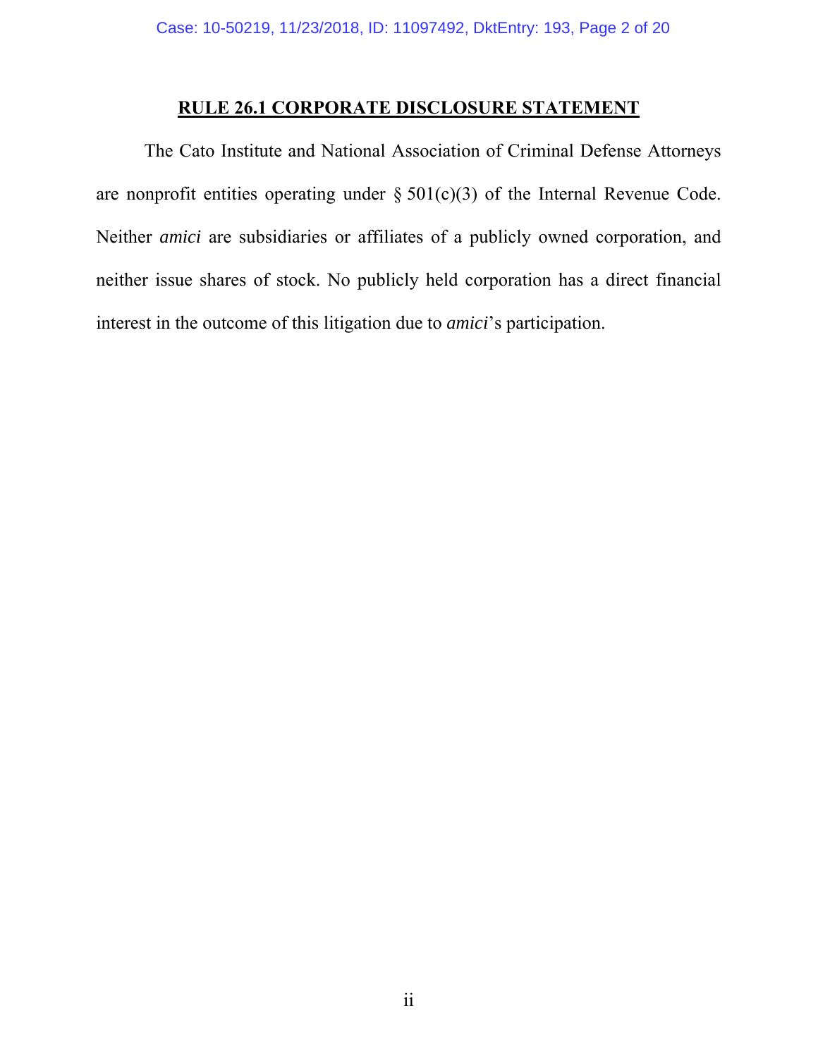## RULE 26.1 CORPORATE DISCLOSURE STATEMENT

The Cato Institute and National Association of Criminal Defense Attorneys are nonprofit entities operating under § 501(c)(3) of the Internal Revenue Code. Neither *amici* are subsidiaries or affiliates of a publicly owned corporation, and neither issue shares of stock. No publicly held corporation has a direct financial interest in the outcome of this litigation due to *amici*'s participation.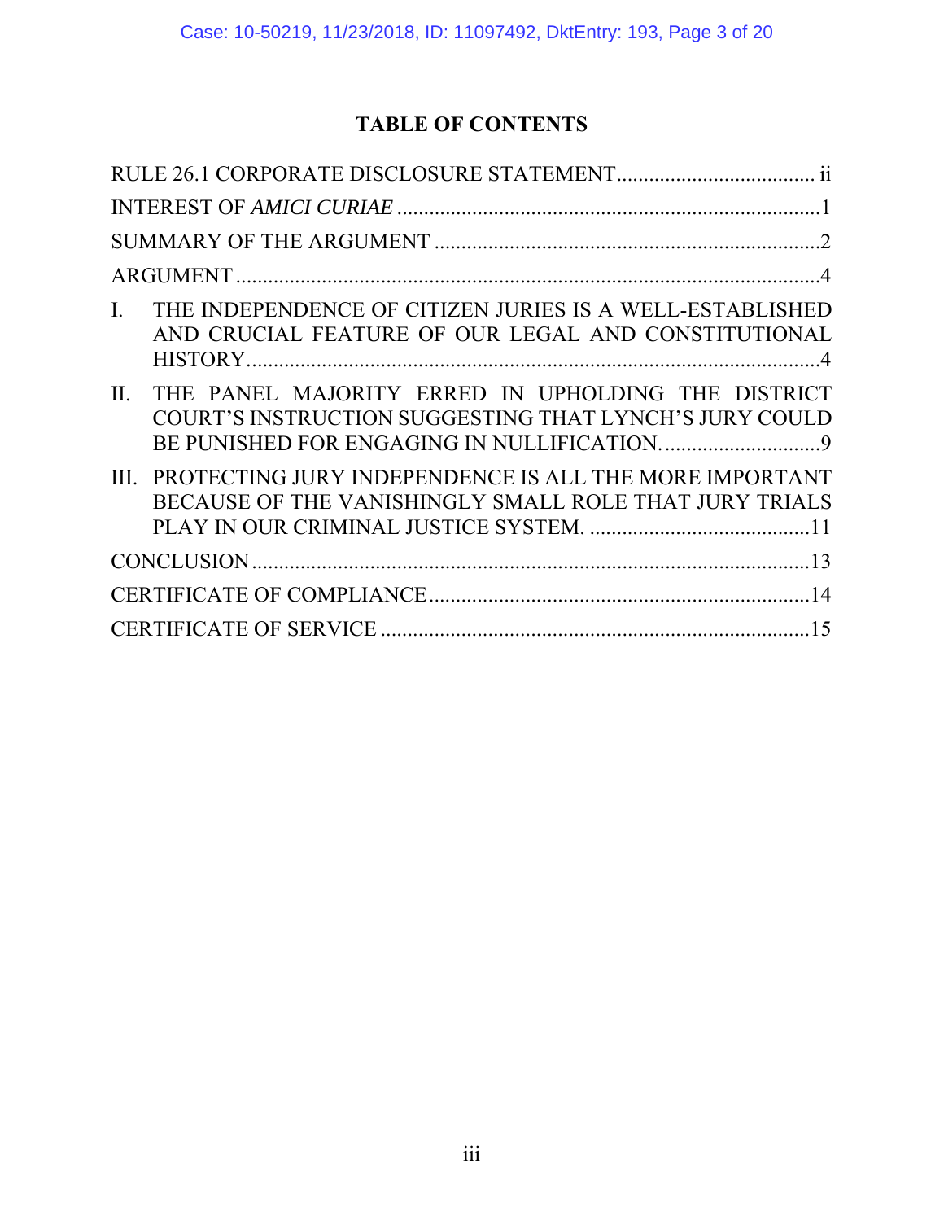# TABLE OF CONTENTS

RULE 26.1 CORPORATE DISCLOSURE STATEMENT .................................... ii

INTEREST OF *AMICI CURIAE* ............................................................................1

SUMMARY OF THE ARGUMENT .......................................................................2

ARGUMENT ............................................................................................................4

I. THE INDEPENDENCE OF CITIZEN JURIES IS A WELL-ESTABLISHED AND CRUCIAL FEATURE OF OUR LEGAL AND CONSTITUTIONAL HISTORY ..........................................................................................................4

II. THE PANEL MAJORITY ERRED IN UPHOLDING THE DISTRICT COURT'S INSTRUCTION SUGGESTING THAT LYNCH'S JURY COULD BE PUNISHED FOR ENGAGING IN NULLIFICATION. ............................9

III. PROTECTING JURY INDEPENDENCE IS ALL THE MORE IMPORTANT BECAUSE OF THE VANISHINGLY SMALL ROLE THAT JURY TRIALS PLAY IN OUR CRIMINAL JUSTICE SYSTEM. .........................................11

CONCLUSION .......................................................................................................13

CERTIFICATE OF COMPLIANCE ......................................................................14

CERTIFICATE OF SERVICE ...............................................................................15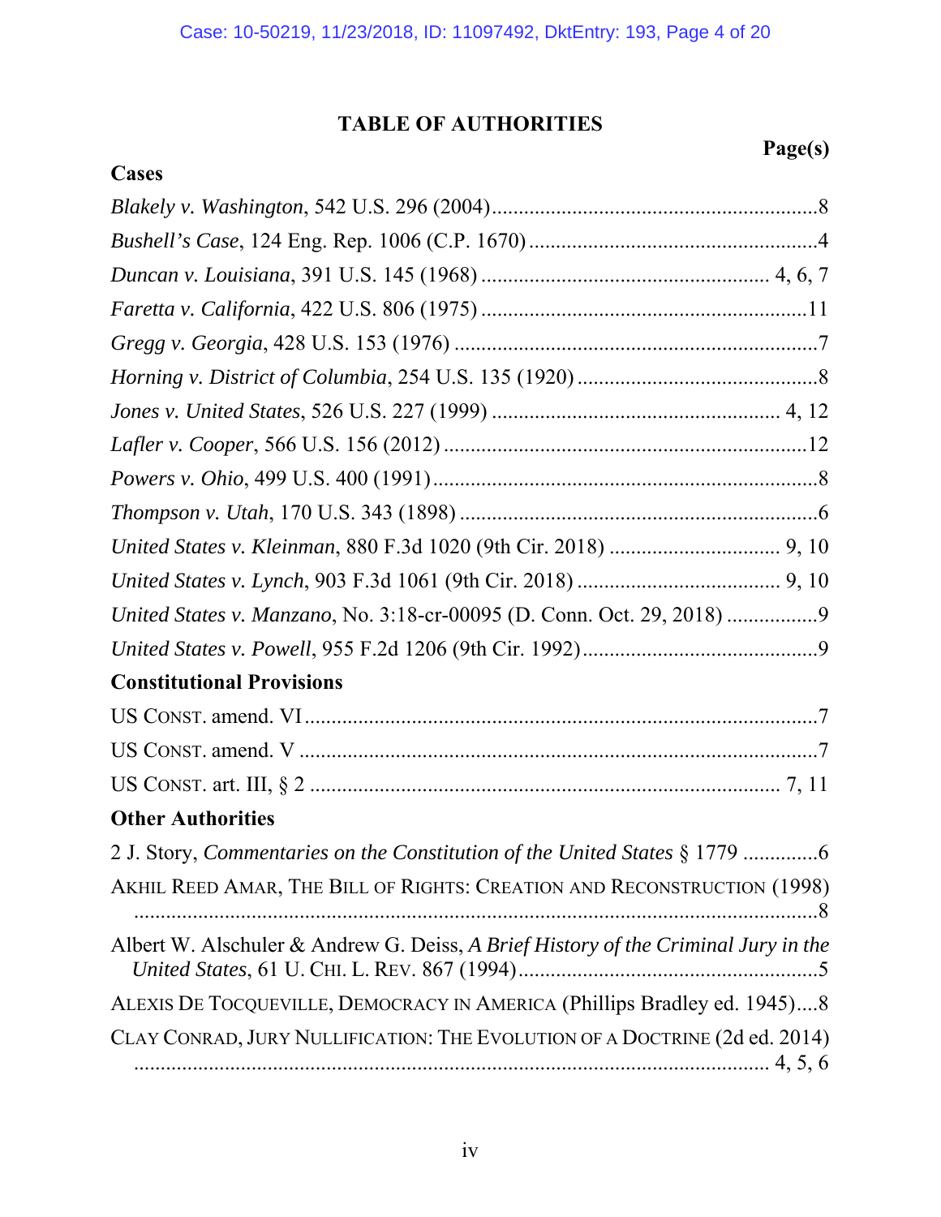# TABLE OF AUTHORITIES

**Page(s)**

**Cases**

*Blakely v. Washington*, 542 U.S. 296 (2004) ... 8

*Bushell's Case*, 124 Eng. Rep. 1006 (C.P. 1670) ... 4

*Duncan v. Louisiana*, 391 U.S. 145 (1968) ... 4, 6, 7

*Faretta v. California*, 422 U.S. 806 (1975) ... 11

*Gregg v. Georgia*, 428 U.S. 153 (1976) ... 7

*Horning v. District of Columbia*, 254 U.S. 135 (1920) ... 8

*Jones v. United States*, 526 U.S. 227 (1999) ... 4, 12

*Lafler v. Cooper*, 566 U.S. 156 (2012) ... 12

*Powers v. Ohio*, 499 U.S. 400 (1991) ... 8

*Thompson v. Utah*, 170 U.S. 343 (1898) ... 6

*United States v. Kleinman*, 880 F.3d 1020 (9th Cir. 2018) ... 9, 10

*United States v. Lynch*, 903 F.3d 1061 (9th Cir. 2018) ... 9, 10

*United States v. Manzano*, No. 3:18-cr-00095 (D. Conn. Oct. 29, 2018) ... 9

*United States v. Powell*, 955 F.2d 1206 (9th Cir. 1992) ... 9

**Constitutional Provisions**

US CONST. amend. VI ... 7

US CONST. amend. V ... 7

US CONST. art. III, § 2 ... 7, 11

**Other Authorities**

2 J. Story, *Commentaries on the Constitution of the United States* § 1779 ... 6

AKHIL REED AMAR, THE BILL OF RIGHTS: CREATION AND RECONSTRUCTION (1998) ... 8

Albert W. Alschuler & Andrew G. Deiss, *A Brief History of the Criminal Jury in the United States*, 61 U. CHI. L. REV. 867 (1994) ... 5

ALEXIS DE TOCQUEVILLE, DEMOCRACY IN AMERICA (Phillips Bradley ed. 1945) ... 8

CLAY CONRAD, JURY NULLIFICATION: THE EVOLUTION OF A DOCTRINE (2d ed. 2014) ... 4, 5, 6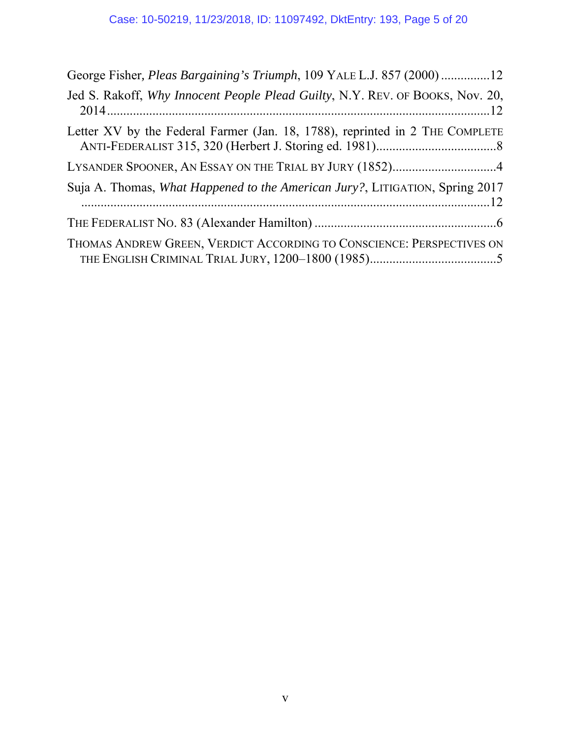George Fisher, *Pleas Bargaining's Triumph*, 109 YALE L.J. 857 (2000) ...............12

Jed S. Rakoff, *Why Innocent People Plead Guilty*, N.Y. REV. OF BOOKS, Nov. 20, 2014 ........................................................................................................12

Letter XV by the Federal Farmer (Jan. 18, 1788), reprinted in 2 THE COMPLETE ANTI-FEDERALIST 315, 320 (Herbert J. Storing ed. 1981).....................................8

LYSANDER SPOONER, AN ESSAY ON THE TRIAL BY JURY (1852)................................4

Suja A. Thomas, *What Happened to the American Jury?*, LITIGATION, Spring 2017 ..................................................................................................................12

THE FEDERALIST NO. 83 (Alexander Hamilton) ........................................................6

THOMAS ANDREW GREEN, VERDICT ACCORDING TO CONSCIENCE: PERSPECTIVES ON THE ENGLISH CRIMINAL TRIAL JURY, 1200–1800 (1985).......................................5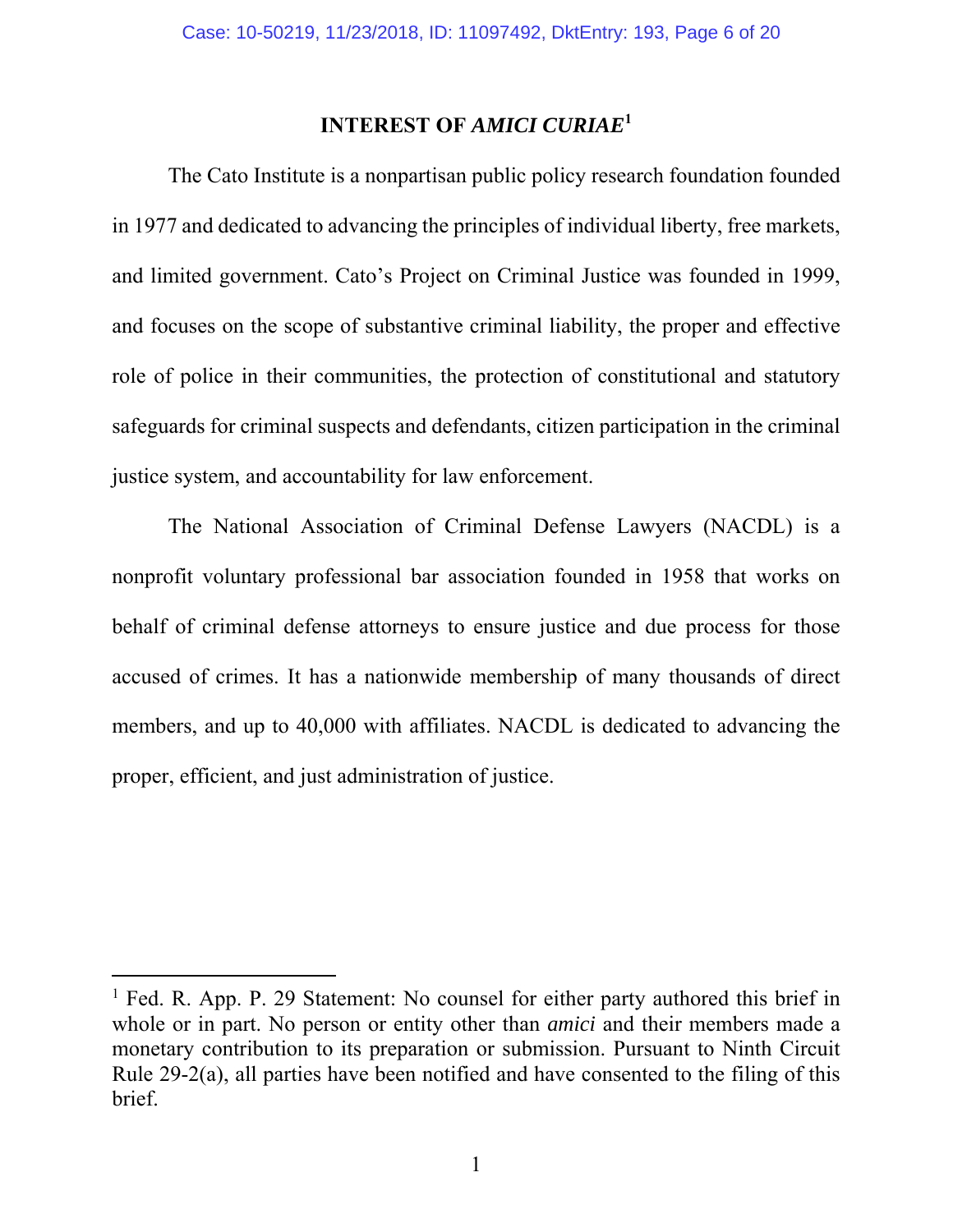# INTEREST OF *AMICI CURIAE*[1]

The Cato Institute is a nonpartisan public policy research foundation founded in 1977 and dedicated to advancing the principles of individual liberty, free markets, and limited government. Cato's Project on Criminal Justice was founded in 1999, and focuses on the scope of substantive criminal liability, the proper and effective role of police in their communities, the protection of constitutional and statutory safeguards for criminal suspects and defendants, citizen participation in the criminal justice system, and accountability for law enforcement.

The National Association of Criminal Defense Lawyers (NACDL) is a nonprofit voluntary professional bar association founded in 1958 that works on behalf of criminal defense attorneys to ensure justice and due process for those accused of crimes. It has a nationwide membership of many thousands of direct members, and up to 40,000 with affiliates. NACDL is dedicated to advancing the proper, efficient, and just administration of justice.

---

[1] Fed. R. App. P. 29 Statement: No counsel for either party authored this brief in whole or in part. No person or entity other than *amici* and their members made a monetary contribution to its preparation or submission. Pursuant to Ninth Circuit Rule 29-2(a), all parties have been notified and have consented to the filing of this brief.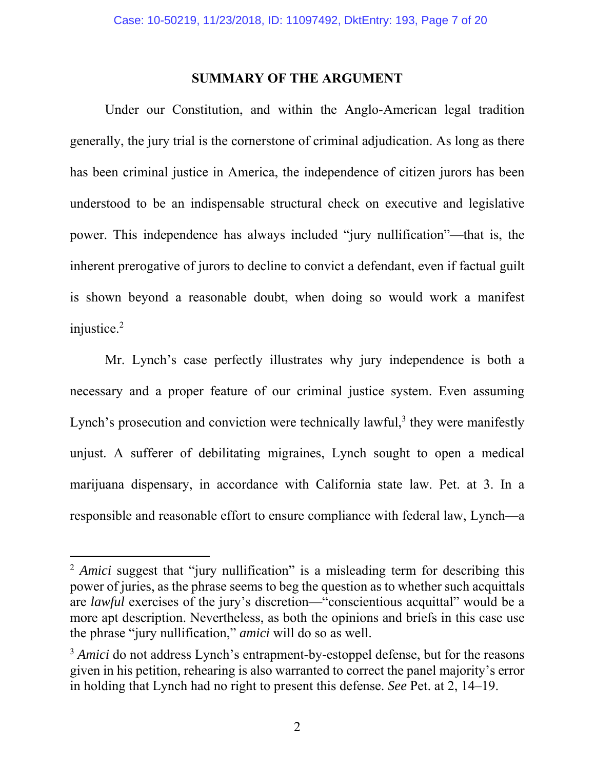## SUMMARY OF THE ARGUMENT

Under our Constitution, and within the Anglo-American legal tradition generally, the jury trial is the cornerstone of criminal adjudication. As long as there has been criminal justice in America, the independence of citizen jurors has been understood to be an indispensable structural check on executive and legislative power. This independence has always included "jury nullification"—that is, the inherent prerogative of jurors to decline to convict a defendant, even if factual guilt is shown beyond a reasonable doubt, when doing so would work a manifest injustice.[2]

Mr. Lynch's case perfectly illustrates why jury independence is both a necessary and a proper feature of our criminal justice system. Even assuming Lynch's prosecution and conviction were technically lawful,[3] they were manifestly unjust. A sufferer of debilitating migraines, Lynch sought to open a medical marijuana dispensary, in accordance with California state law. Pet. at 3. In a responsible and reasonable effort to ensure compliance with federal law, Lynch—a

---

[2] *Amici* suggest that "jury nullification" is a misleading term for describing this power of juries, as the phrase seems to beg the question as to whether such acquittals are *lawful* exercises of the jury's discretion—"conscientious acquittal" would be a more apt description. Nevertheless, as both the opinions and briefs in this case use the phrase "jury nullification," *amici* will do so as well.

[3] *Amici* do not address Lynch's entrapment-by-estoppel defense, but for the reasons given in his petition, rehearing is also warranted to correct the panel majority's error in holding that Lynch had no right to present this defense. *See* Pet. at 2, 14–19.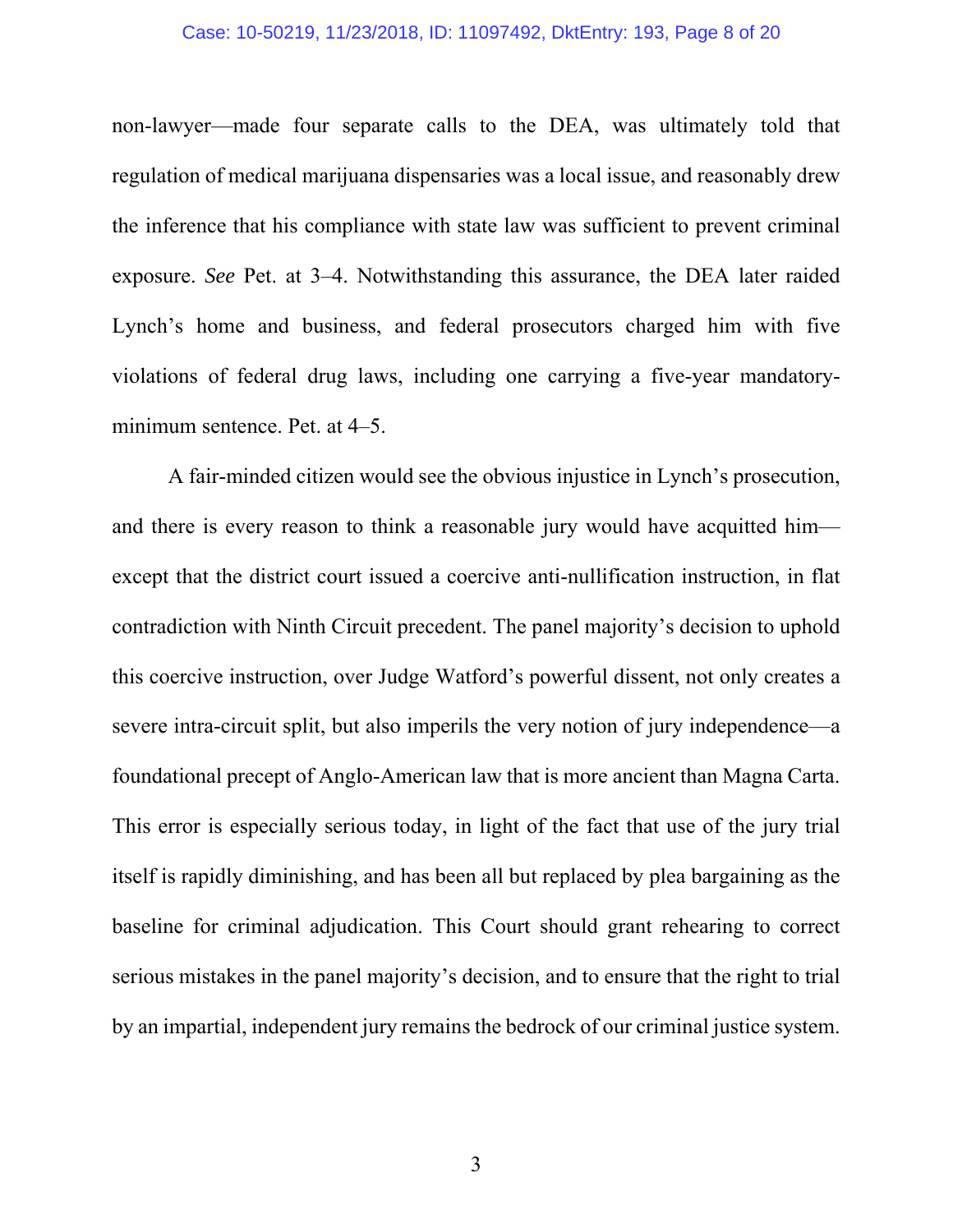non-lawyer—made four separate calls to the DEA, was ultimately told that regulation of medical marijuana dispensaries was a local issue, and reasonably drew the inference that his compliance with state law was sufficient to prevent criminal exposure. *See* Pet. at 3–4. Notwithstanding this assurance, the DEA later raided Lynch's home and business, and federal prosecutors charged him with five violations of federal drug laws, including one carrying a five-year mandatory-minimum sentence. Pet. at 4–5.

A fair-minded citizen would see the obvious injustice in Lynch's prosecution, and there is every reason to think a reasonable jury would have acquitted him—except that the district court issued a coercive anti-nullification instruction, in flat contradiction with Ninth Circuit precedent. The panel majority's decision to uphold this coercive instruction, over Judge Watford's powerful dissent, not only creates a severe intra-circuit split, but also imperils the very notion of jury independence—a foundational precept of Anglo-American law that is more ancient than Magna Carta. This error is especially serious today, in light of the fact that use of the jury trial itself is rapidly diminishing, and has been all but replaced by plea bargaining as the baseline for criminal adjudication. This Court should grant rehearing to correct serious mistakes in the panel majority's decision, and to ensure that the right to trial by an impartial, independent jury remains the bedrock of our criminal justice system.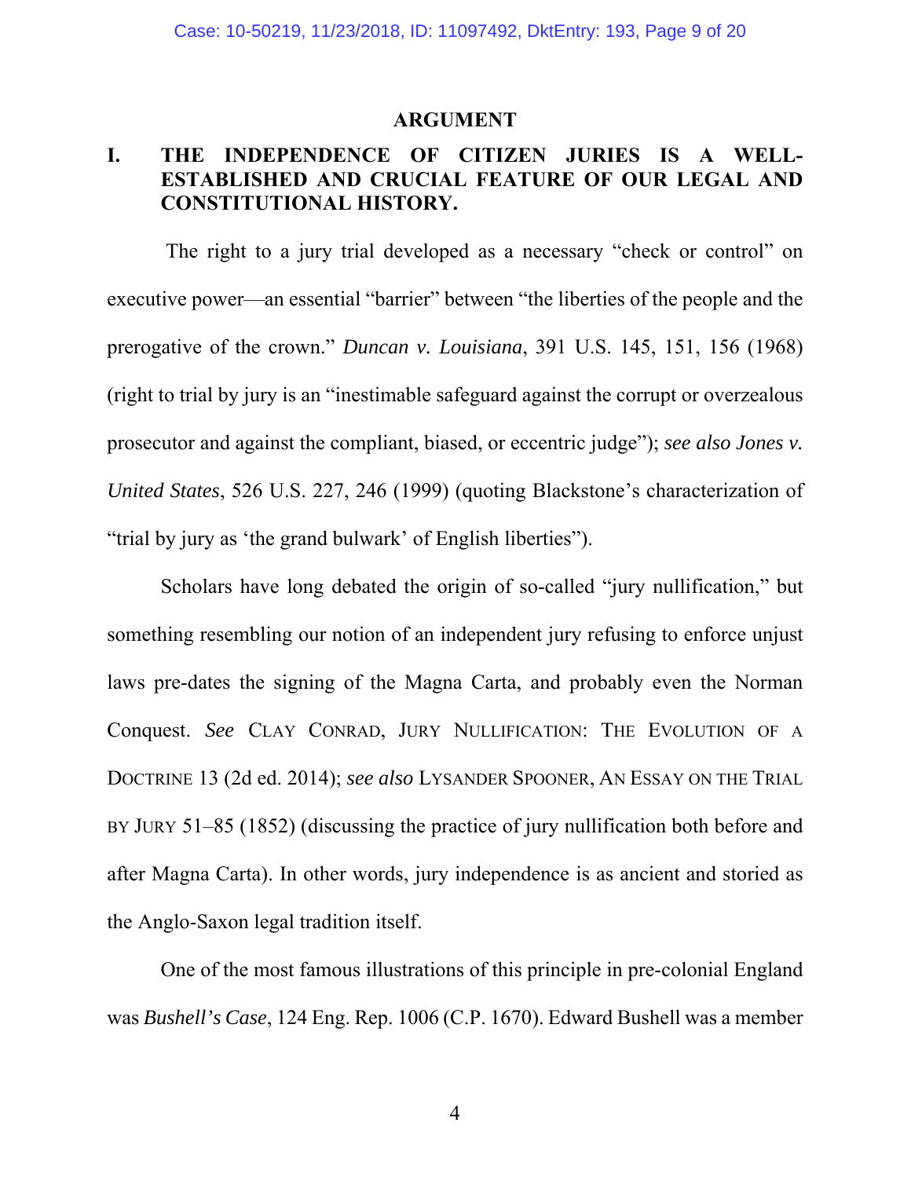## ARGUMENT

### I. THE INDEPENDENCE OF CITIZEN JURIES IS A WELL-ESTABLISHED AND CRUCIAL FEATURE OF OUR LEGAL AND CONSTITUTIONAL HISTORY.

The right to a jury trial developed as a necessary "check or control" on executive power—an essential "barrier" between "the liberties of the people and the prerogative of the crown." *Duncan v. Louisiana*, 391 U.S. 145, 151, 156 (1968) (right to trial by jury is an "inestimable safeguard against the corrupt or overzealous prosecutor and against the compliant, biased, or eccentric judge"); *see also Jones v. United States*, 526 U.S. 227, 246 (1999) (quoting Blackstone's characterization of "trial by jury as 'the grand bulwark' of English liberties").

Scholars have long debated the origin of so-called "jury nullification," but something resembling our notion of an independent jury refusing to enforce unjust laws pre-dates the signing of the Magna Carta, and probably even the Norman Conquest. *See* CLAY CONRAD, JURY NULLIFICATION: THE EVOLUTION OF A DOCTRINE 13 (2d ed. 2014); *see also* LYSANDER SPOONER, AN ESSAY ON THE TRIAL BY JURY 51–85 (1852) (discussing the practice of jury nullification both before and after Magna Carta). In other words, jury independence is as ancient and storied as the Anglo-Saxon legal tradition itself.

One of the most famous illustrations of this principle in pre-colonial England was *Bushell's Case*, 124 Eng. Rep. 1006 (C.P. 1670). Edward Bushell was a member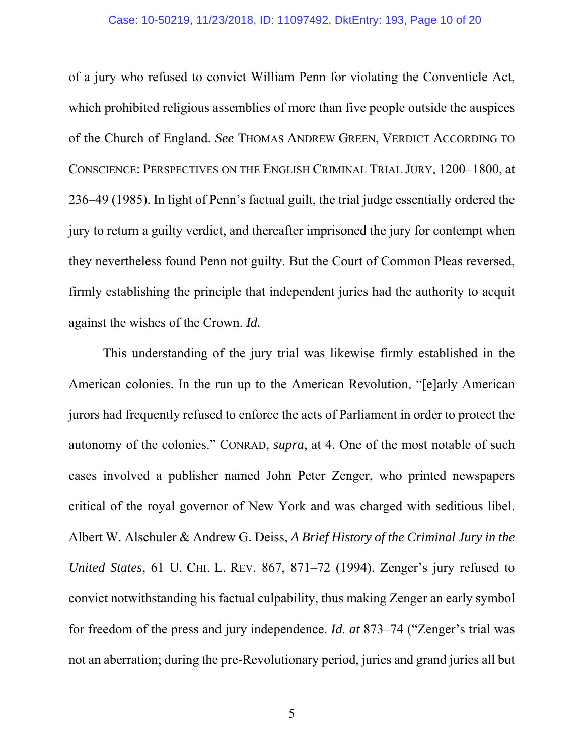of a jury who refused to convict William Penn for violating the Conventicle Act, which prohibited religious assemblies of more than five people outside the auspices of the Church of England. *See* THOMAS ANDREW GREEN, VERDICT ACCORDING TO CONSCIENCE: PERSPECTIVES ON THE ENGLISH CRIMINAL TRIAL JURY, 1200–1800, at 236–49 (1985). In light of Penn's factual guilt, the trial judge essentially ordered the jury to return a guilty verdict, and thereafter imprisoned the jury for contempt when they nevertheless found Penn not guilty. But the Court of Common Pleas reversed, firmly establishing the principle that independent juries had the authority to acquit against the wishes of the Crown. *Id.*

This understanding of the jury trial was likewise firmly established in the American colonies. In the run up to the American Revolution, "[e]arly American jurors had frequently refused to enforce the acts of Parliament in order to protect the autonomy of the colonies." CONRAD, *supra*, at 4. One of the most notable of such cases involved a publisher named John Peter Zenger, who printed newspapers critical of the royal governor of New York and was charged with seditious libel. Albert W. Alschuler & Andrew G. Deiss, *A Brief History of the Criminal Jury in the United States*, 61 U. CHI. L. REV. 867, 871–72 (1994). Zenger's jury refused to convict notwithstanding his factual culpability, thus making Zenger an early symbol for freedom of the press and jury independence. *Id. at* 873–74 ("Zenger's trial was not an aberration; during the pre-Revolutionary period, juries and grand juries all but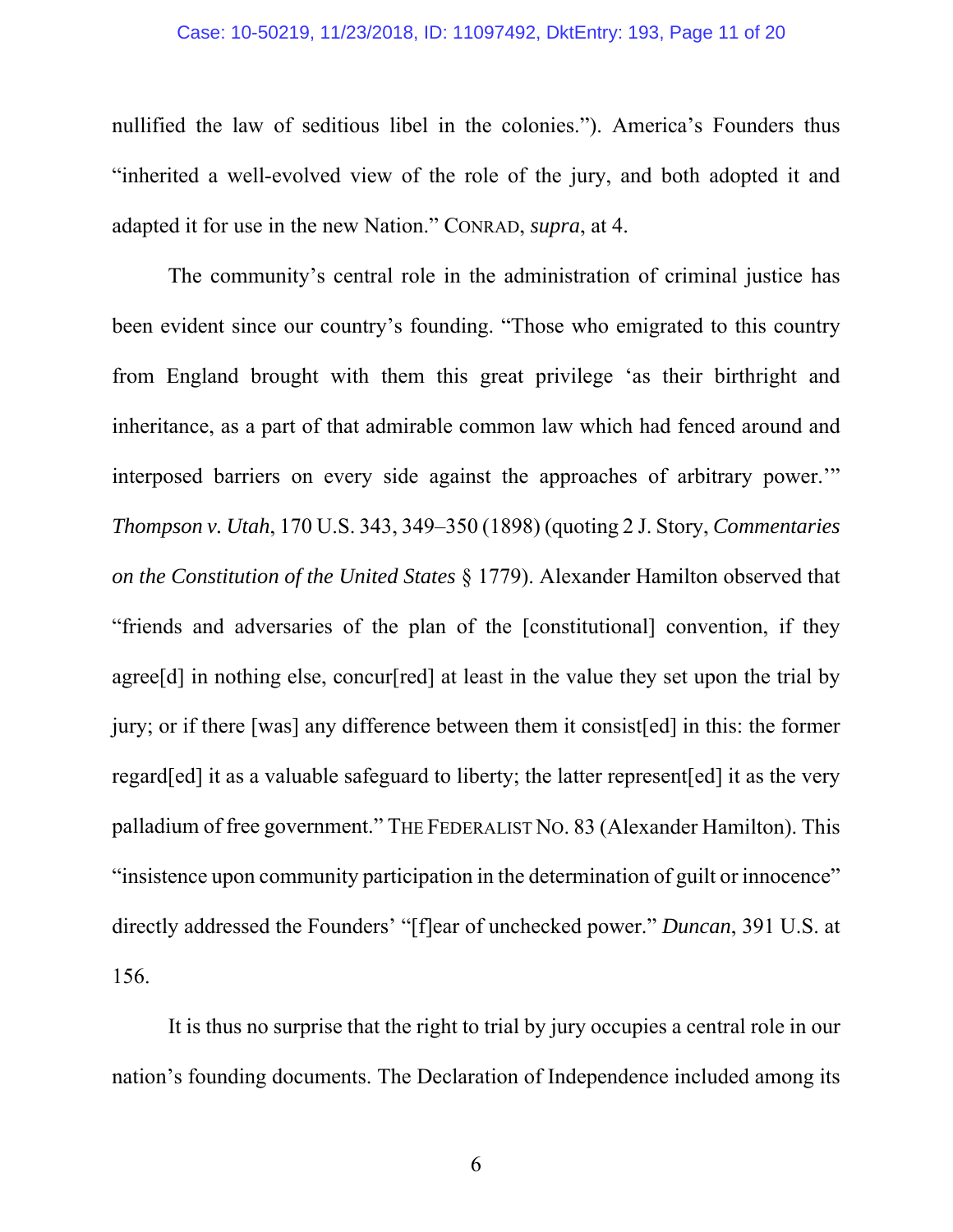nullified the law of seditious libel in the colonies."). America's Founders thus "inherited a well-evolved view of the role of the jury, and both adopted it and adapted it for use in the new Nation." CONRAD, *supra*, at 4.

The community's central role in the administration of criminal justice has been evident since our country's founding. "Those who emigrated to this country from England brought with them this great privilege 'as their birthright and inheritance, as a part of that admirable common law which had fenced around and interposed barriers on every side against the approaches of arbitrary power.'" *Thompson v. Utah*, 170 U.S. 343, 349–350 (1898) (quoting 2 J. Story, *Commentaries on the Constitution of the United States* § 1779). Alexander Hamilton observed that "friends and adversaries of the plan of the [constitutional] convention, if they agree[d] in nothing else, concur[red] at least in the value they set upon the trial by jury; or if there [was] any difference between them it consist[ed] in this: the former regard[ed] it as a valuable safeguard to liberty; the latter represent[ed] it as the very palladium of free government." THE FEDERALIST NO. 83 (Alexander Hamilton). This "insistence upon community participation in the determination of guilt or innocence" directly addressed the Founders' "[f]ear of unchecked power." *Duncan*, 391 U.S. at 156.

It is thus no surprise that the right to trial by jury occupies a central role in our nation's founding documents. The Declaration of Independence included among its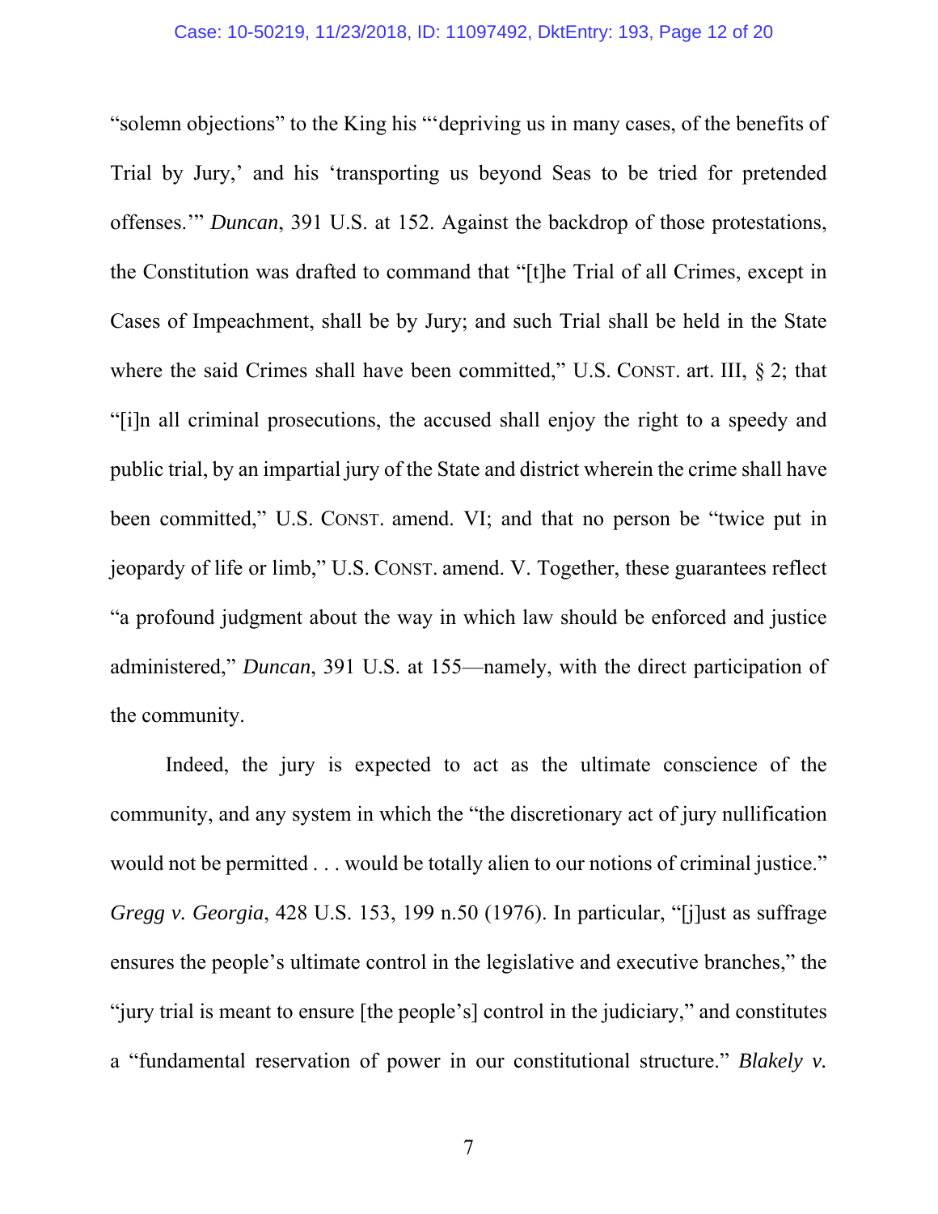"solemn objections" to the King his "'depriving us in many cases, of the benefits of Trial by Jury,' and his 'transporting us beyond Seas to be tried for pretended offenses.'" *Duncan*, 391 U.S. at 152. Against the backdrop of those protestations, the Constitution was drafted to command that "[t]he Trial of all Crimes, except in Cases of Impeachment, shall be by Jury; and such Trial shall be held in the State where the said Crimes shall have been committed," U.S. CONST. art. III, § 2; that "[i]n all criminal prosecutions, the accused shall enjoy the right to a speedy and public trial, by an impartial jury of the State and district wherein the crime shall have been committed," U.S. CONST. amend. VI; and that no person be "twice put in jeopardy of life or limb," U.S. CONST. amend. V. Together, these guarantees reflect "a profound judgment about the way in which law should be enforced and justice administered," *Duncan*, 391 U.S. at 155—namely, with the direct participation of the community.

Indeed, the jury is expected to act as the ultimate conscience of the community, and any system in which the "the discretionary act of jury nullification would not be permitted . . . would be totally alien to our notions of criminal justice." *Gregg v. Georgia*, 428 U.S. 153, 199 n.50 (1976). In particular, "[j]ust as suffrage ensures the people's ultimate control in the legislative and executive branches," the "jury trial is meant to ensure [the people's] control in the judiciary," and constitutes a "fundamental reservation of power in our constitutional structure." *Blakely v.*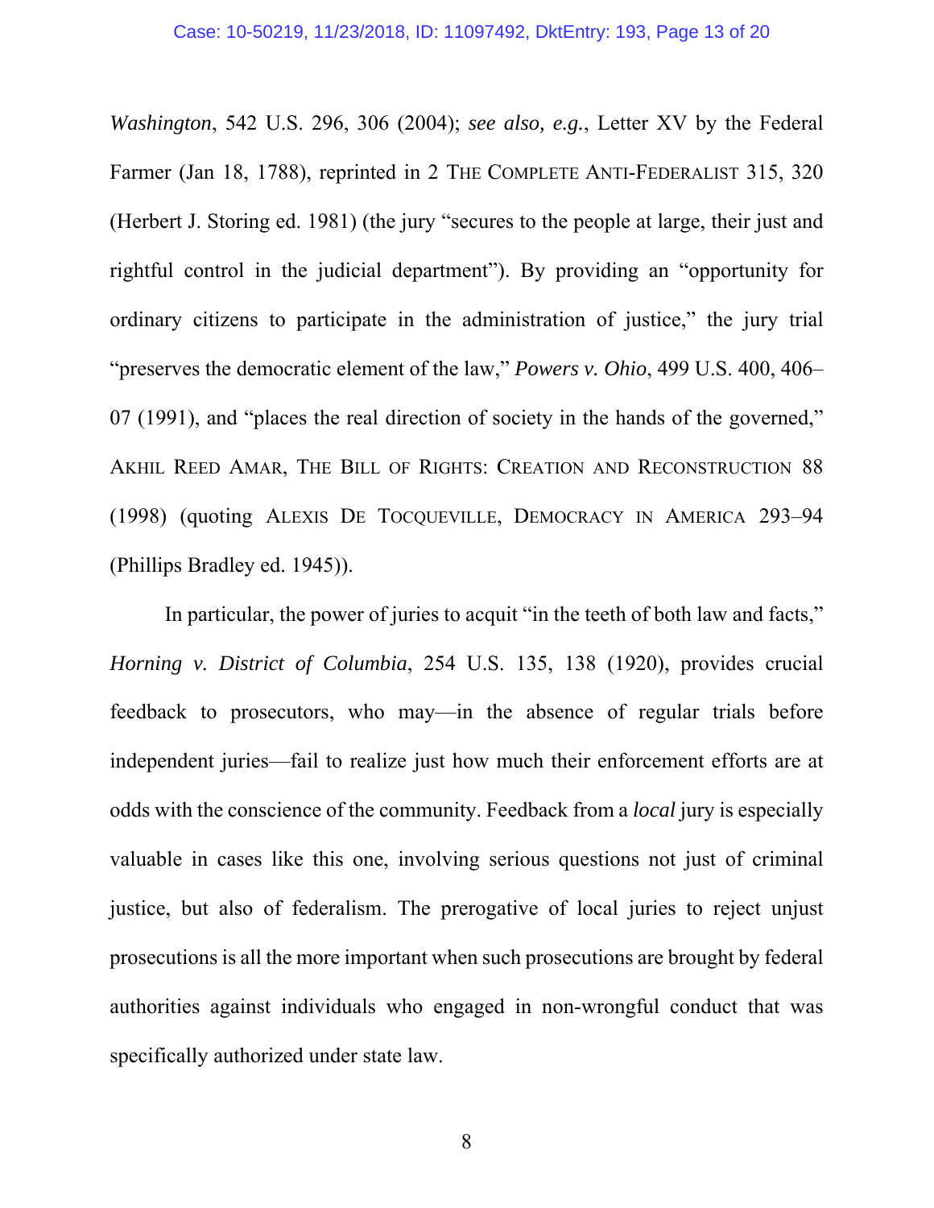*Washington*, 542 U.S. 296, 306 (2004); *see also, e.g.*, Letter XV by the Federal Farmer (Jan 18, 1788), reprinted in 2 THE COMPLETE ANTI-FEDERALIST 315, 320 (Herbert J. Storing ed. 1981) (the jury "secures to the people at large, their just and rightful control in the judicial department"). By providing an "opportunity for ordinary citizens to participate in the administration of justice," the jury trial "preserves the democratic element of the law," *Powers v. Ohio*, 499 U.S. 400, 406–07 (1991), and "places the real direction of society in the hands of the governed," AKHIL REED AMAR, THE BILL OF RIGHTS: CREATION AND RECONSTRUCTION 88 (1998) (quoting ALEXIS DE TOCQUEVILLE, DEMOCRACY IN AMERICA 293–94 (Phillips Bradley ed. 1945)).

In particular, the power of juries to acquit "in the teeth of both law and facts," *Horning v. District of Columbia*, 254 U.S. 135, 138 (1920), provides crucial feedback to prosecutors, who may—in the absence of regular trials before independent juries—fail to realize just how much their enforcement efforts are at odds with the conscience of the community. Feedback from a *local* jury is especially valuable in cases like this one, involving serious questions not just of criminal justice, but also of federalism. The prerogative of local juries to reject unjust prosecutions is all the more important when such prosecutions are brought by federal authorities against individuals who engaged in non-wrongful conduct that was specifically authorized under state law.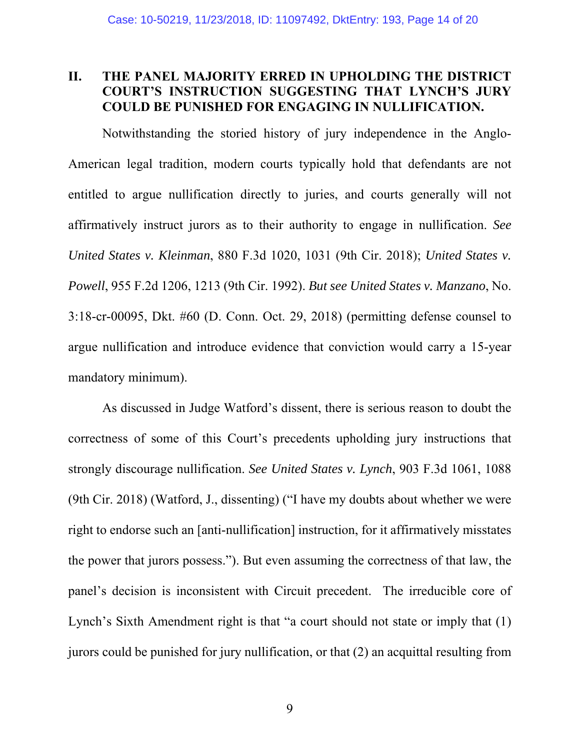## II. THE PANEL MAJORITY ERRED IN UPHOLDING THE DISTRICT COURT'S INSTRUCTION SUGGESTING THAT LYNCH'S JURY COULD BE PUNISHED FOR ENGAGING IN NULLIFICATION.

Notwithstanding the storied history of jury independence in the Anglo-American legal tradition, modern courts typically hold that defendants are not entitled to argue nullification directly to juries, and courts generally will not affirmatively instruct jurors as to their authority to engage in nullification. *See United States v. Kleinman*, 880 F.3d 1020, 1031 (9th Cir. 2018); *United States v. Powell*, 955 F.2d 1206, 1213 (9th Cir. 1992). *But see United States v. Manzano*, No. 3:18-cr-00095, Dkt. #60 (D. Conn. Oct. 29, 2018) (permitting defense counsel to argue nullification and introduce evidence that conviction would carry a 15-year mandatory minimum).

As discussed in Judge Watford's dissent, there is serious reason to doubt the correctness of some of this Court's precedents upholding jury instructions that strongly discourage nullification. *See United States v. Lynch*, 903 F.3d 1061, 1088 (9th Cir. 2018) (Watford, J., dissenting) ("I have my doubts about whether we were right to endorse such an [anti-nullification] instruction, for it affirmatively misstates the power that jurors possess."). But even assuming the correctness of that law, the panel's decision is inconsistent with Circuit precedent. The irreducible core of Lynch's Sixth Amendment right is that "a court should not state or imply that (1) jurors could be punished for jury nullification, or that (2) an acquittal resulting from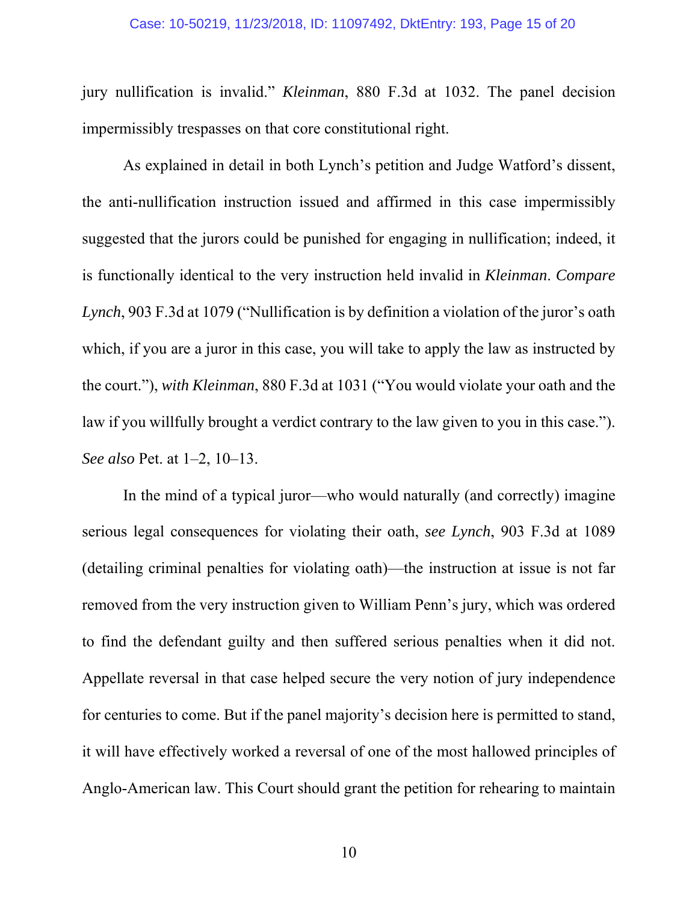jury nullification is invalid." *Kleinman*, 880 F.3d at 1032. The panel decision impermissibly trespasses on that core constitutional right.

As explained in detail in both Lynch's petition and Judge Watford's dissent, the anti-nullification instruction issued and affirmed in this case impermissibly suggested that the jurors could be punished for engaging in nullification; indeed, it is functionally identical to the very instruction held invalid in *Kleinman*. *Compare Lynch*, 903 F.3d at 1079 ("Nullification is by definition a violation of the juror's oath which, if you are a juror in this case, you will take to apply the law as instructed by the court."), *with Kleinman*, 880 F.3d at 1031 ("You would violate your oath and the law if you willfully brought a verdict contrary to the law given to you in this case."). *See also* Pet. at 1–2, 10–13.

In the mind of a typical juror—who would naturally (and correctly) imagine serious legal consequences for violating their oath, *see Lynch*, 903 F.3d at 1089 (detailing criminal penalties for violating oath)—the instruction at issue is not far removed from the very instruction given to William Penn's jury, which was ordered to find the defendant guilty and then suffered serious penalties when it did not. Appellate reversal in that case helped secure the very notion of jury independence for centuries to come. But if the panel majority's decision here is permitted to stand, it will have effectively worked a reversal of one of the most hallowed principles of Anglo-American law. This Court should grant the petition for rehearing to maintain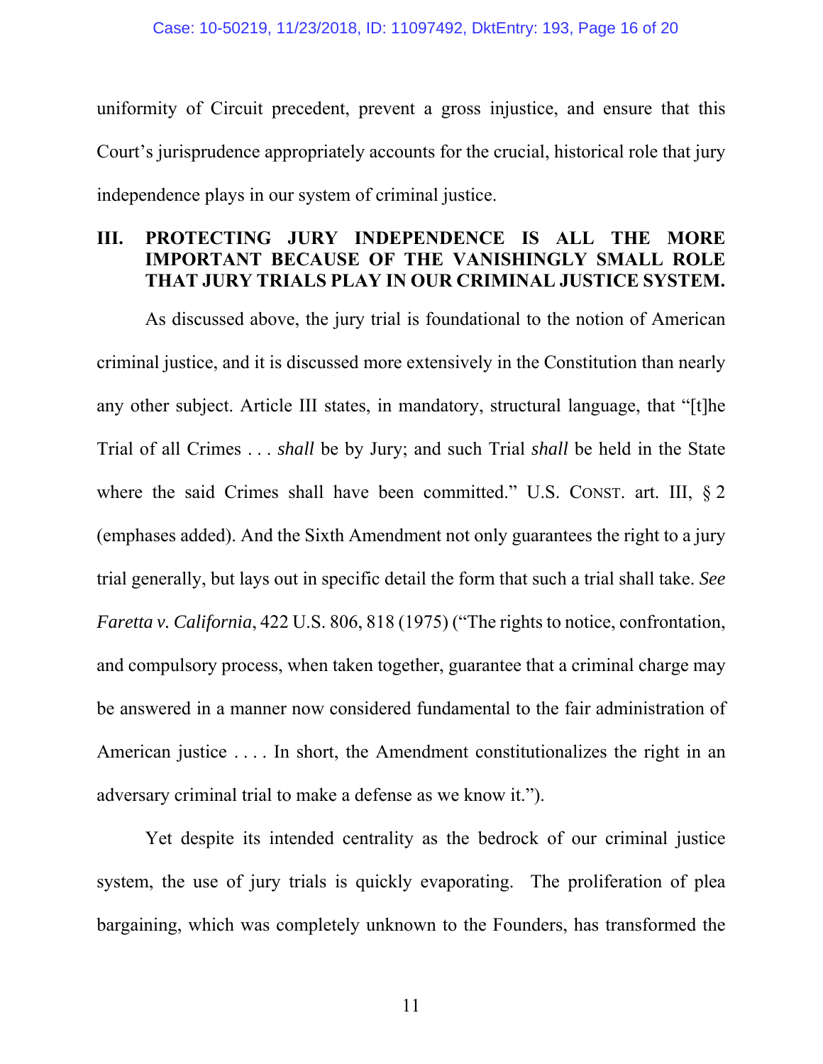uniformity of Circuit precedent, prevent a gross injustice, and ensure that this Court's jurisprudence appropriately accounts for the crucial, historical role that jury independence plays in our system of criminal justice.

## III. PROTECTING JURY INDEPENDENCE IS ALL THE MORE IMPORTANT BECAUSE OF THE VANISHINGLY SMALL ROLE THAT JURY TRIALS PLAY IN OUR CRIMINAL JUSTICE SYSTEM.

As discussed above, the jury trial is foundational to the notion of American criminal justice, and it is discussed more extensively in the Constitution than nearly any other subject. Article III states, in mandatory, structural language, that "[t]he Trial of all Crimes . . . *shall* be by Jury; and such Trial *shall* be held in the State where the said Crimes shall have been committed." U.S. CONST. art. III, § 2 (emphases added). And the Sixth Amendment not only guarantees the right to a jury trial generally, but lays out in specific detail the form that such a trial shall take. *See Faretta v. California*, 422 U.S. 806, 818 (1975) ("The rights to notice, confrontation, and compulsory process, when taken together, guarantee that a criminal charge may be answered in a manner now considered fundamental to the fair administration of American justice . . . . In short, the Amendment constitutionalizes the right in an adversary criminal trial to make a defense as we know it.").

Yet despite its intended centrality as the bedrock of our criminal justice system, the use of jury trials is quickly evaporating. The proliferation of plea bargaining, which was completely unknown to the Founders, has transformed the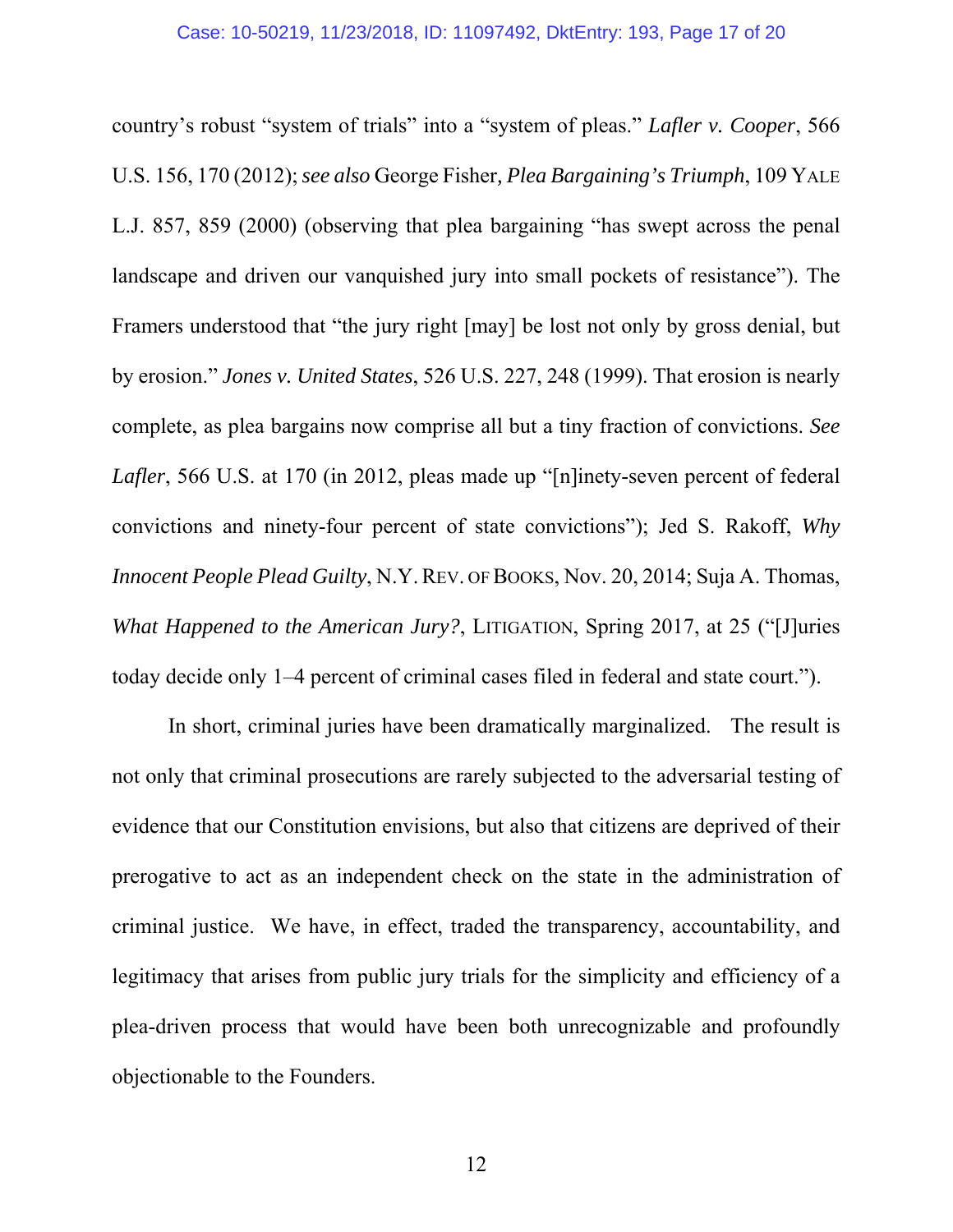country's robust "system of trials" into a "system of pleas." *Lafler v. Cooper*, 566 U.S. 156, 170 (2012); *see also* George Fisher, *Plea Bargaining's Triumph*, 109 YALE L.J. 857, 859 (2000) (observing that plea bargaining "has swept across the penal landscape and driven our vanquished jury into small pockets of resistance"). The Framers understood that "the jury right [may] be lost not only by gross denial, but by erosion." *Jones v. United States*, 526 U.S. 227, 248 (1999). That erosion is nearly complete, as plea bargains now comprise all but a tiny fraction of convictions. *See Lafler*, 566 U.S. at 170 (in 2012, pleas made up "[n]inety-seven percent of federal convictions and ninety-four percent of state convictions"); Jed S. Rakoff, *Why Innocent People Plead Guilty*, N.Y. REV. OF BOOKS, Nov. 20, 2014; Suja A. Thomas, *What Happened to the American Jury?*, LITIGATION, Spring 2017, at 25 ("[J]uries today decide only 1–4 percent of criminal cases filed in federal and state court.").

In short, criminal juries have been dramatically marginalized. The result is not only that criminal prosecutions are rarely subjected to the adversarial testing of evidence that our Constitution envisions, but also that citizens are deprived of their prerogative to act as an independent check on the state in the administration of criminal justice. We have, in effect, traded the transparency, accountability, and legitimacy that arises from public jury trials for the simplicity and efficiency of a plea-driven process that would have been both unrecognizable and profoundly objectionable to the Founders.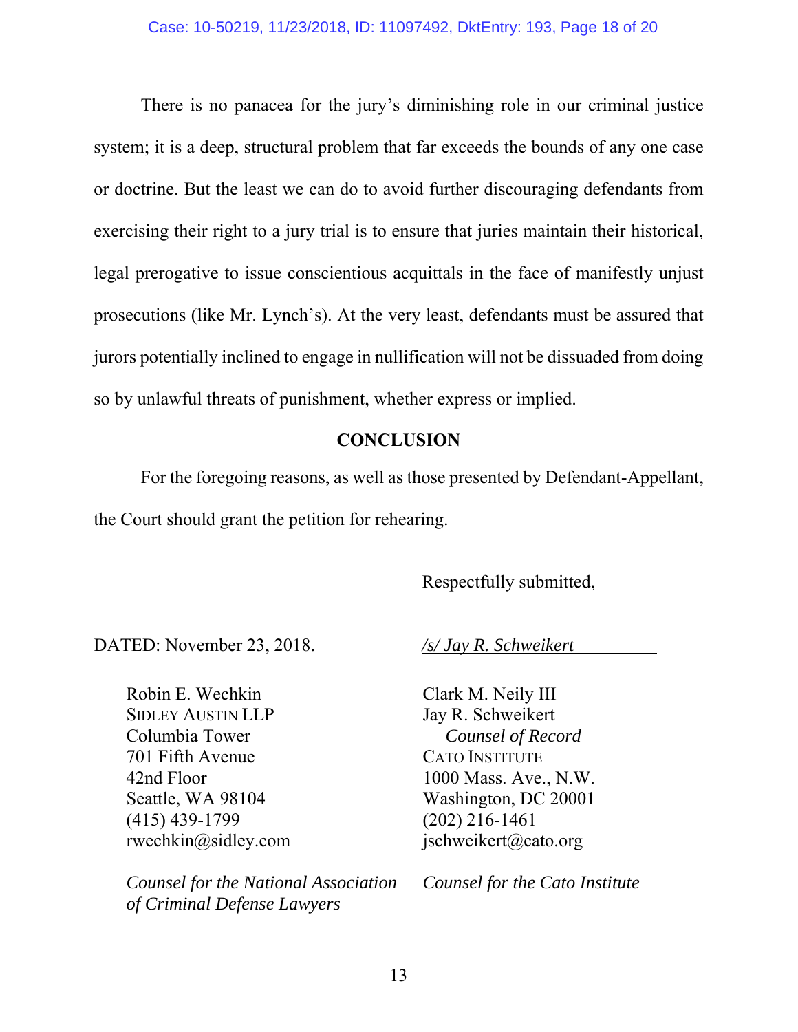There is no panacea for the jury's diminishing role in our criminal justice system; it is a deep, structural problem that far exceeds the bounds of any one case or doctrine. But the least we can do to avoid further discouraging defendants from exercising their right to a jury trial is to ensure that juries maintain their historical, legal prerogative to issue conscientious acquittals in the face of manifestly unjust prosecutions (like Mr. Lynch's). At the very least, defendants must be assured that jurors potentially inclined to engage in nullification will not be dissuaded from doing so by unlawful threats of punishment, whether express or implied.

## CONCLUSION

For the foregoing reasons, as well as those presented by Defendant-Appellant, the Court should grant the petition for rehearing.

Respectfully submitted,

DATED: November 23, 2018.

*/s/ Jay R. Schweikert*

Robin E. Wechkin
SIDLEY AUSTIN LLP
Columbia Tower
701 Fifth Avenue
42nd Floor
Seattle, WA 98104
(415) 439-1799
rwechkin@sidley.com

*Counsel for the National Association of Criminal Defense Lawyers*

Clark M. Neily III
Jay R. Schweikert
*Counsel of Record*
CATO INSTITUTE
1000 Mass. Ave., N.W.
Washington, DC 20001
(202) 216-1461
jschweikert@cato.org

*Counsel for the Cato Institute*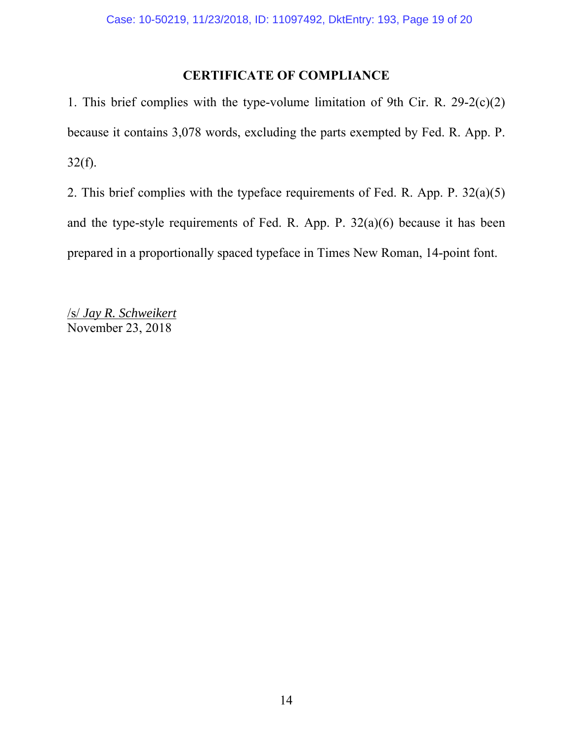## CERTIFICATE OF COMPLIANCE

1. This brief complies with the type-volume limitation of 9th Cir. R. 29-2(c)(2) because it contains 3,078 words, excluding the parts exempted by Fed. R. App. P. 32(f).

2. This brief complies with the typeface requirements of Fed. R. App. P. 32(a)(5) and the type-style requirements of Fed. R. App. P. 32(a)(6) because it has been prepared in a proportionally spaced typeface in Times New Roman, 14-point font.

/s/ *Jay R. Schweikert*
November 23, 2018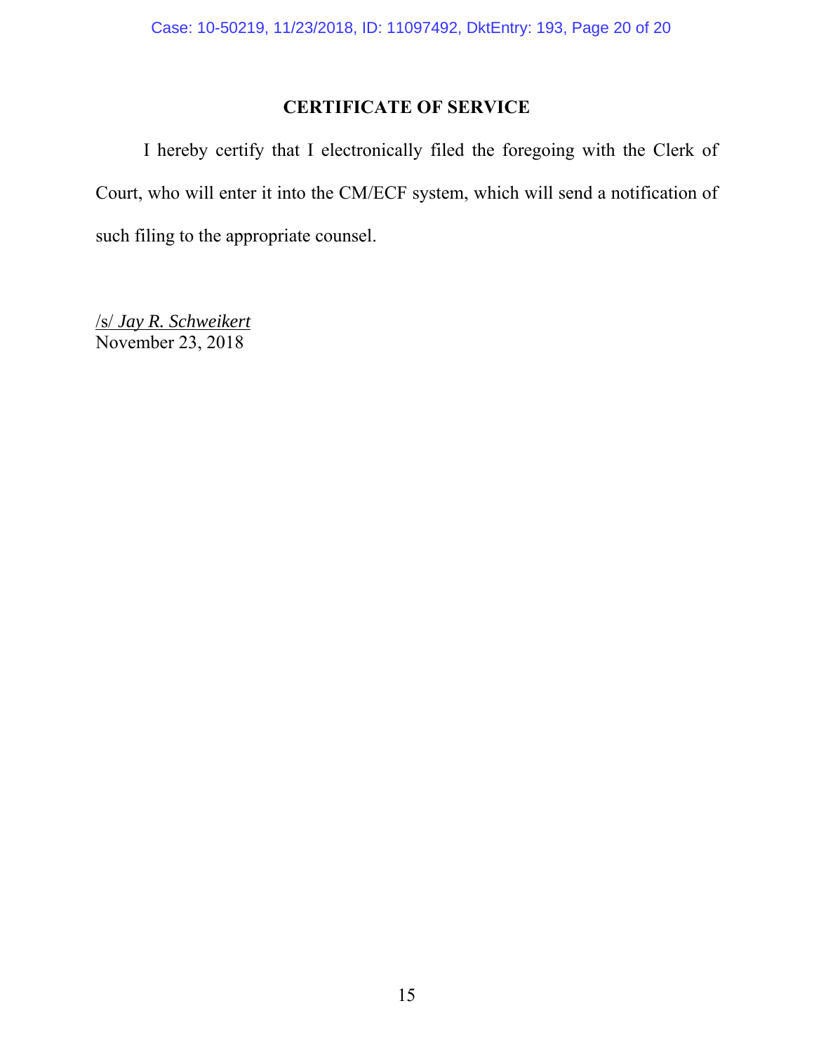## CERTIFICATE OF SERVICE

I hereby certify that I electronically filed the foregoing with the Clerk of Court, who will enter it into the CM/ECF system, which will send a notification of such filing to the appropriate counsel.

/s/ *Jay R. Schweikert*
November 23, 2018